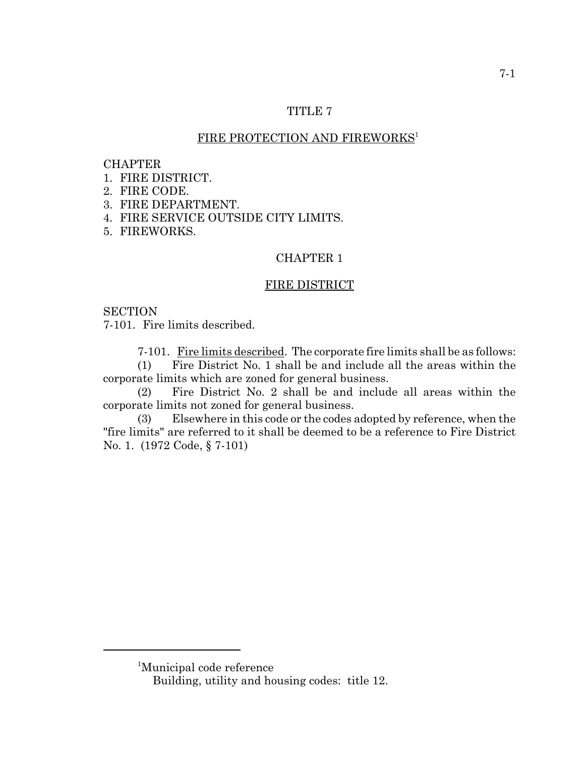# TITLE 7

## FIRE PROTECTION AND FIREWORKS[1]

CHAPTER
1. FIRE DISTRICT.
2. FIRE CODE.
3. FIRE DEPARTMENT.
4. FIRE SERVICE OUTSIDE CITY LIMITS.
5. FIREWORKS.

## CHAPTER 1

### FIRE DISTRICT

SECTION
7-101. Fire limits described.

7-101. Fire limits described. The corporate fire limits shall be as follows:

(1) Fire District No. 1 shall be and include all the areas within the corporate limits which are zoned for general business.

(2) Fire District No. 2 shall be and include all areas within the corporate limits not zoned for general business.

(3) Elsewhere in this code or the codes adopted by reference, when the "fire limits" are referred to it shall be deemed to be a reference to Fire District No. 1. (1972 Code, § 7-101)

---

[1]Municipal code reference
Building, utility and housing codes: title 12.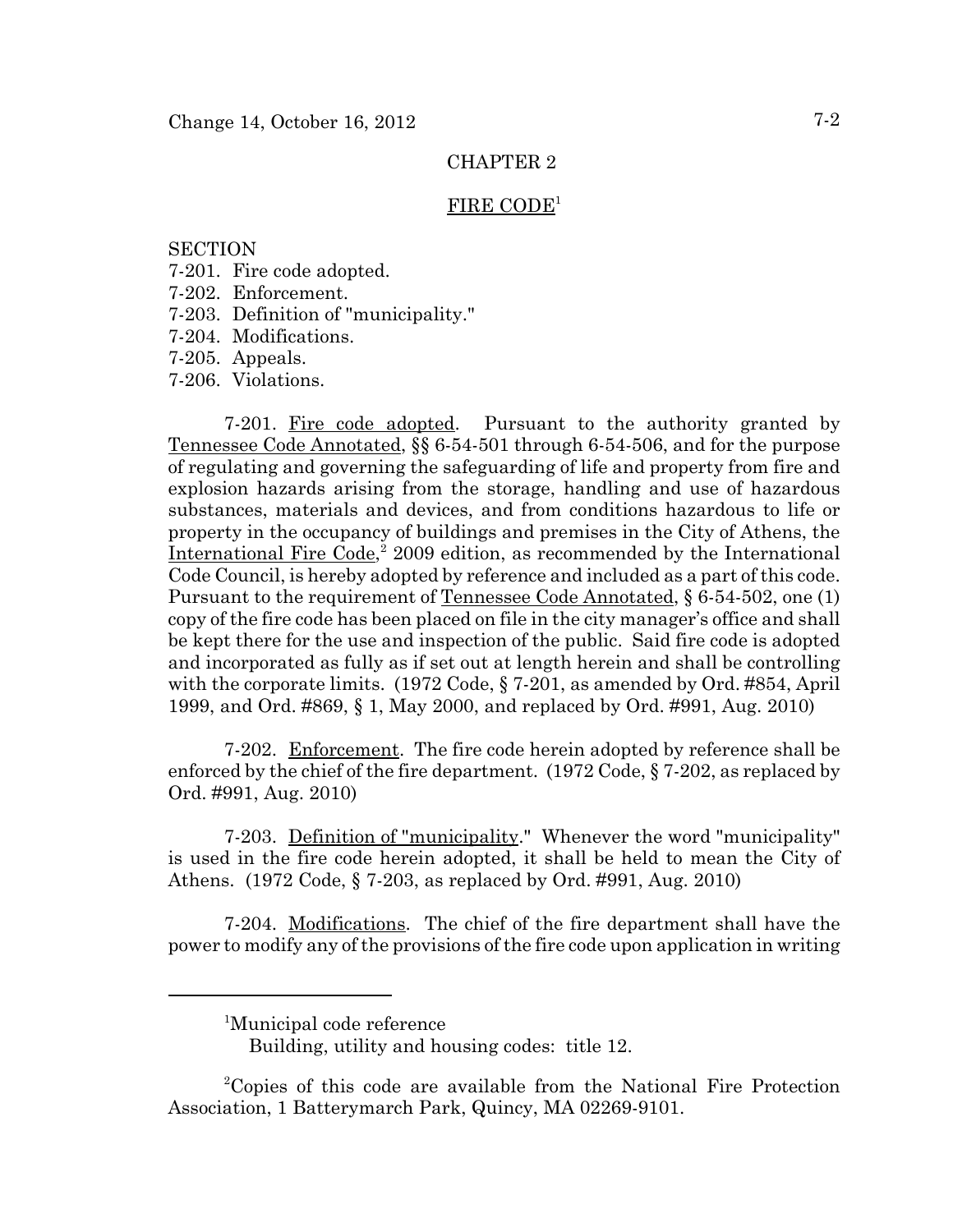# CHAPTER 2

## FIRE CODE[1]

SECTION
7-201. Fire code adopted.
7-202. Enforcement.
7-203. Definition of "municipality."
7-204. Modifications.
7-205. Appeals.
7-206. Violations.

**7-201. Fire code adopted.** Pursuant to the authority granted by Tennessee Code Annotated, §§ 6-54-501 through 6-54-506, and for the purpose of regulating and governing the safeguarding of life and property from fire and explosion hazards arising from the storage, handling and use of hazardous substances, materials and devices, and from conditions hazardous to life or property in the occupancy of buildings and premises in the City of Athens, the International Fire Code,[2] 2009 edition, as recommended by the International Code Council, is hereby adopted by reference and included as a part of this code. Pursuant to the requirement of Tennessee Code Annotated, § 6-54-502, one (1) copy of the fire code has been placed on file in the city manager's office and shall be kept there for the use and inspection of the public. Said fire code is adopted and incorporated as fully as if set out at length herein and shall be controlling with the corporate limits. (1972 Code, § 7-201, as amended by Ord. #854, April 1999, and Ord. #869, § 1, May 2000, and replaced by Ord. #991, Aug. 2010)

**7-202. Enforcement.** The fire code herein adopted by reference shall be enforced by the chief of the fire department. (1972 Code, § 7-202, as replaced by Ord. #991, Aug. 2010)

**7-203. Definition of "municipality."** Whenever the word "municipality" is used in the fire code herein adopted, it shall be held to mean the City of Athens. (1972 Code, § 7-203, as replaced by Ord. #991, Aug. 2010)

**7-204. Modifications.** The chief of the fire department shall have the power to modify any of the provisions of the fire code upon application in writing

---

[1]Municipal code reference
Building, utility and housing codes: title 12.

[2]Copies of this code are available from the National Fire Protection Association, 1 Batterymarch Park, Quincy, MA 02269-9101.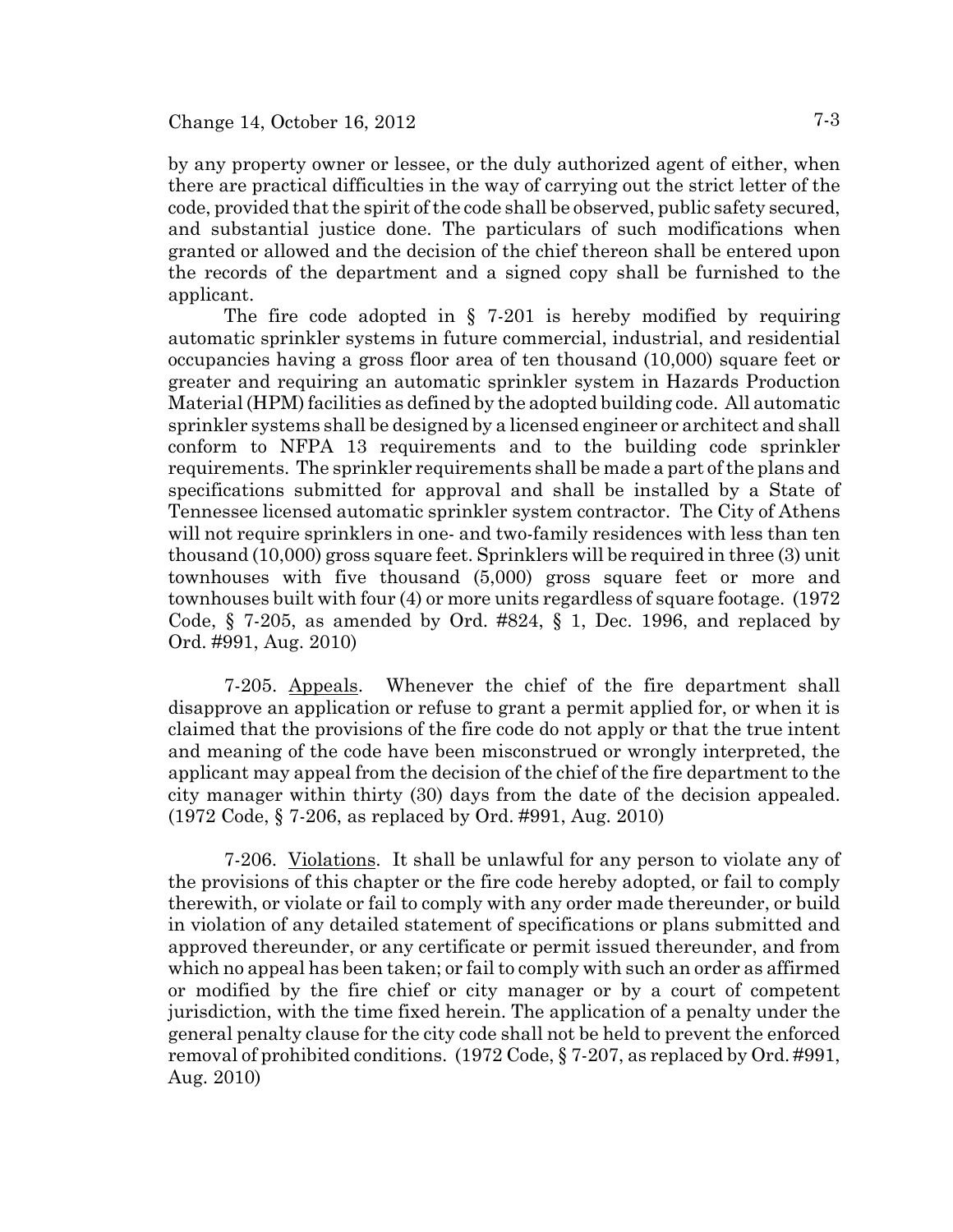by any property owner or lessee, or the duly authorized agent of either, when there are practical difficulties in the way of carrying out the strict letter of the code, provided that the spirit of the code shall be observed, public safety secured, and substantial justice done. The particulars of such modifications when granted or allowed and the decision of the chief thereon shall be entered upon the records of the department and a signed copy shall be furnished to the applicant.

The fire code adopted in § 7-201 is hereby modified by requiring automatic sprinkler systems in future commercial, industrial, and residential occupancies having a gross floor area of ten thousand (10,000) square feet or greater and requiring an automatic sprinkler system in Hazards Production Material (HPM) facilities as defined by the adopted building code. All automatic sprinkler systems shall be designed by a licensed engineer or architect and shall conform to NFPA 13 requirements and to the building code sprinkler requirements. The sprinkler requirements shall be made a part of the plans and specifications submitted for approval and shall be installed by a State of Tennessee licensed automatic sprinkler system contractor. The City of Athens will not require sprinklers in one- and two-family residences with less than ten thousand (10,000) gross square feet. Sprinklers will be required in three (3) unit townhouses with five thousand (5,000) gross square feet or more and townhouses built with four (4) or more units regardless of square footage. (1972 Code, § 7-205, as amended by Ord. #824, § 1, Dec. 1996, and replaced by Ord. #991, Aug. 2010)

7-205. Appeals. Whenever the chief of the fire department shall disapprove an application or refuse to grant a permit applied for, or when it is claimed that the provisions of the fire code do not apply or that the true intent and meaning of the code have been misconstrued or wrongly interpreted, the applicant may appeal from the decision of the chief of the fire department to the city manager within thirty (30) days from the date of the decision appealed. (1972 Code, § 7-206, as replaced by Ord. #991, Aug. 2010)

7-206. Violations. It shall be unlawful for any person to violate any of the provisions of this chapter or the fire code hereby adopted, or fail to comply therewith, or violate or fail to comply with any order made thereunder, or build in violation of any detailed statement of specifications or plans submitted and approved thereunder, or any certificate or permit issued thereunder, and from which no appeal has been taken; or fail to comply with such an order as affirmed or modified by the fire chief or city manager or by a court of competent jurisdiction, with the time fixed herein. The application of a penalty under the general penalty clause for the city code shall not be held to prevent the enforced removal of prohibited conditions. (1972 Code, § 7-207, as replaced by Ord. #991, Aug. 2010)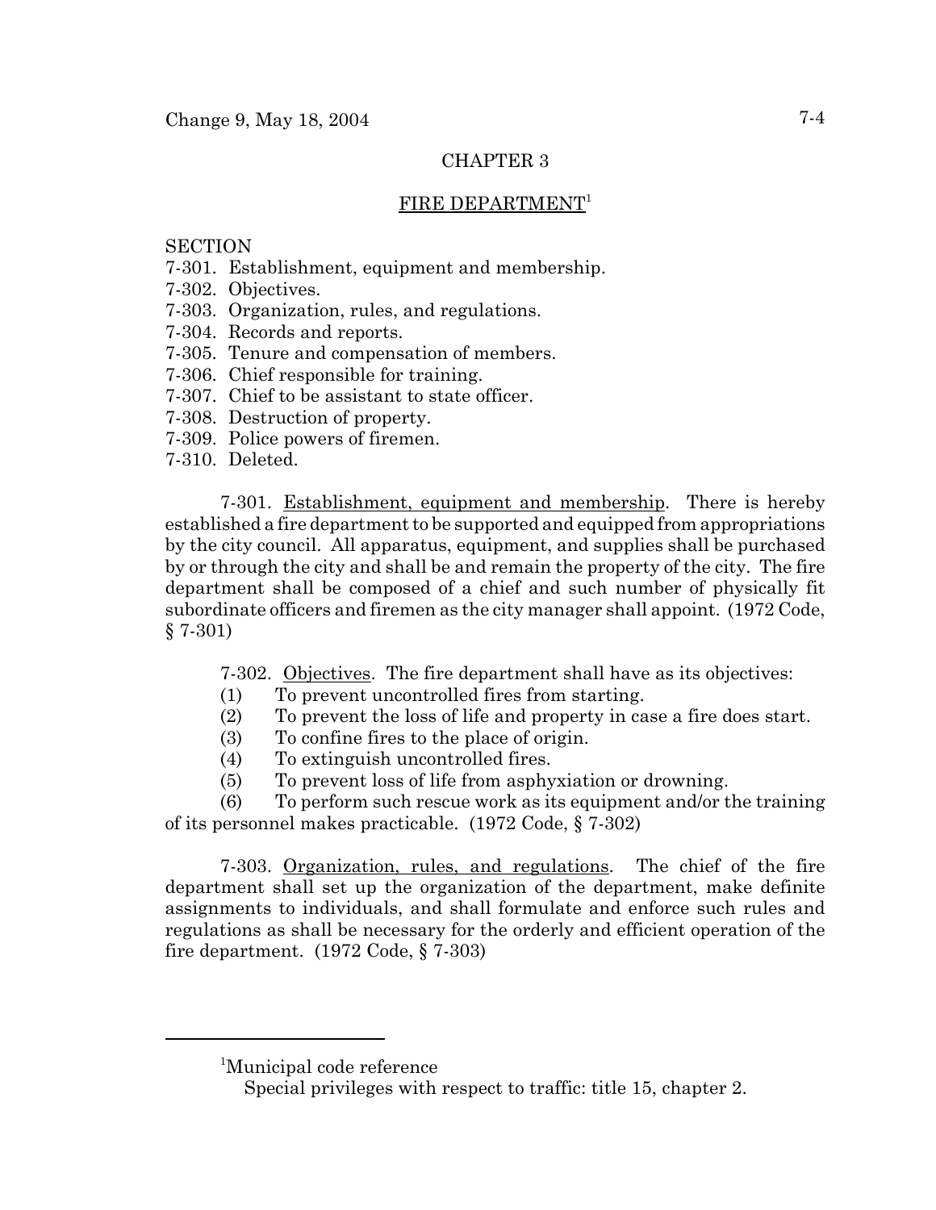# CHAPTER 3

## FIRE DEPARTMENT[1]

SECTION
7-301. Establishment, equipment and membership.
7-302. Objectives.
7-303. Organization, rules, and regulations.
7-304. Records and reports.
7-305. Tenure and compensation of members.
7-306. Chief responsible for training.
7-307. Chief to be assistant to state officer.
7-308. Destruction of property.
7-309. Police powers of firemen.
7-310. Deleted.

7-301. Establishment, equipment and membership. There is hereby established a fire department to be supported and equipped from appropriations by the city council. All apparatus, equipment, and supplies shall be purchased by or through the city and shall be and remain the property of the city. The fire department shall be composed of a chief and such number of physically fit subordinate officers and firemen as the city manager shall appoint. (1972 Code, § 7-301)

7-302. Objectives. The fire department shall have as its objectives:

(1) To prevent uncontrolled fires from starting.
(2) To prevent the loss of life and property in case a fire does start.
(3) To confine fires to the place of origin.
(4) To extinguish uncontrolled fires.
(5) To prevent loss of life from asphyxiation or drowning.
(6) To perform such rescue work as its equipment and/or the training of its personnel makes practicable. (1972 Code, § 7-302)

7-303. Organization, rules, and regulations. The chief of the fire department shall set up the organization of the department, make definite assignments to individuals, and shall formulate and enforce such rules and regulations as shall be necessary for the orderly and efficient operation of the fire department. (1972 Code, § 7-303)

---

[1]Municipal code reference
Special privileges with respect to traffic: title 15, chapter 2.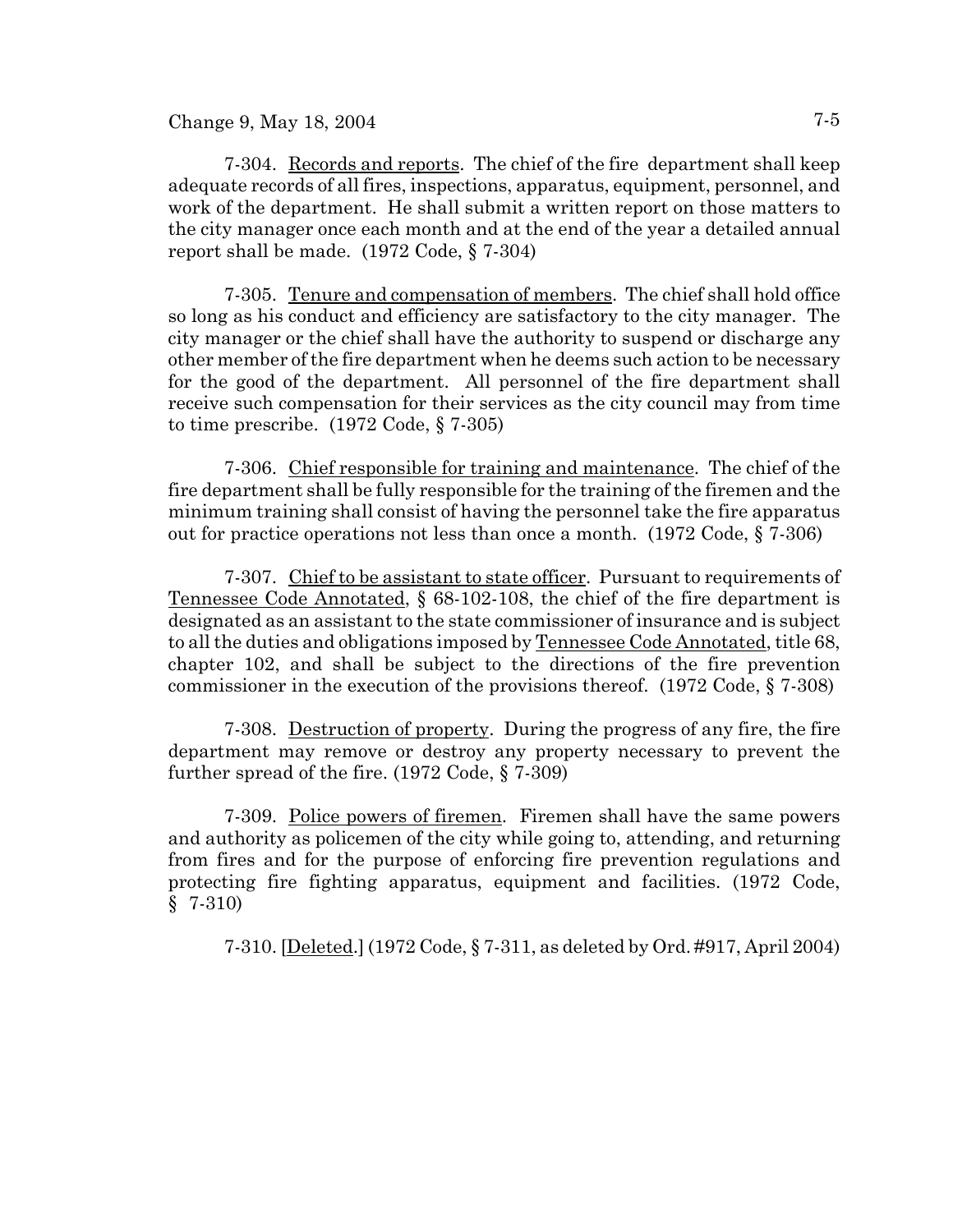7-304. Records and reports. The chief of the fire department shall keep adequate records of all fires, inspections, apparatus, equipment, personnel, and work of the department. He shall submit a written report on those matters to the city manager once each month and at the end of the year a detailed annual report shall be made. (1972 Code, § 7-304)

7-305. Tenure and compensation of members. The chief shall hold office so long as his conduct and efficiency are satisfactory to the city manager. The city manager or the chief shall have the authority to suspend or discharge any other member of the fire department when he deems such action to be necessary for the good of the department. All personnel of the fire department shall receive such compensation for their services as the city council may from time to time prescribe. (1972 Code, § 7-305)

7-306. Chief responsible for training and maintenance. The chief of the fire department shall be fully responsible for the training of the firemen and the minimum training shall consist of having the personnel take the fire apparatus out for practice operations not less than once a month. (1972 Code, § 7-306)

7-307. Chief to be assistant to state officer. Pursuant to requirements of Tennessee Code Annotated, § 68-102-108, the chief of the fire department is designated as an assistant to the state commissioner of insurance and is subject to all the duties and obligations imposed by Tennessee Code Annotated, title 68, chapter 102, and shall be subject to the directions of the fire prevention commissioner in the execution of the provisions thereof. (1972 Code, § 7-308)

7-308. Destruction of property. During the progress of any fire, the fire department may remove or destroy any property necessary to prevent the further spread of the fire. (1972 Code, § 7-309)

7-309. Police powers of firemen. Firemen shall have the same powers and authority as policemen of the city while going to, attending, and returning from fires and for the purpose of enforcing fire prevention regulations and protecting fire fighting apparatus, equipment and facilities. (1972 Code, § 7-310)

7-310. [Deleted.] (1972 Code, § 7-311, as deleted by Ord. #917, April 2004)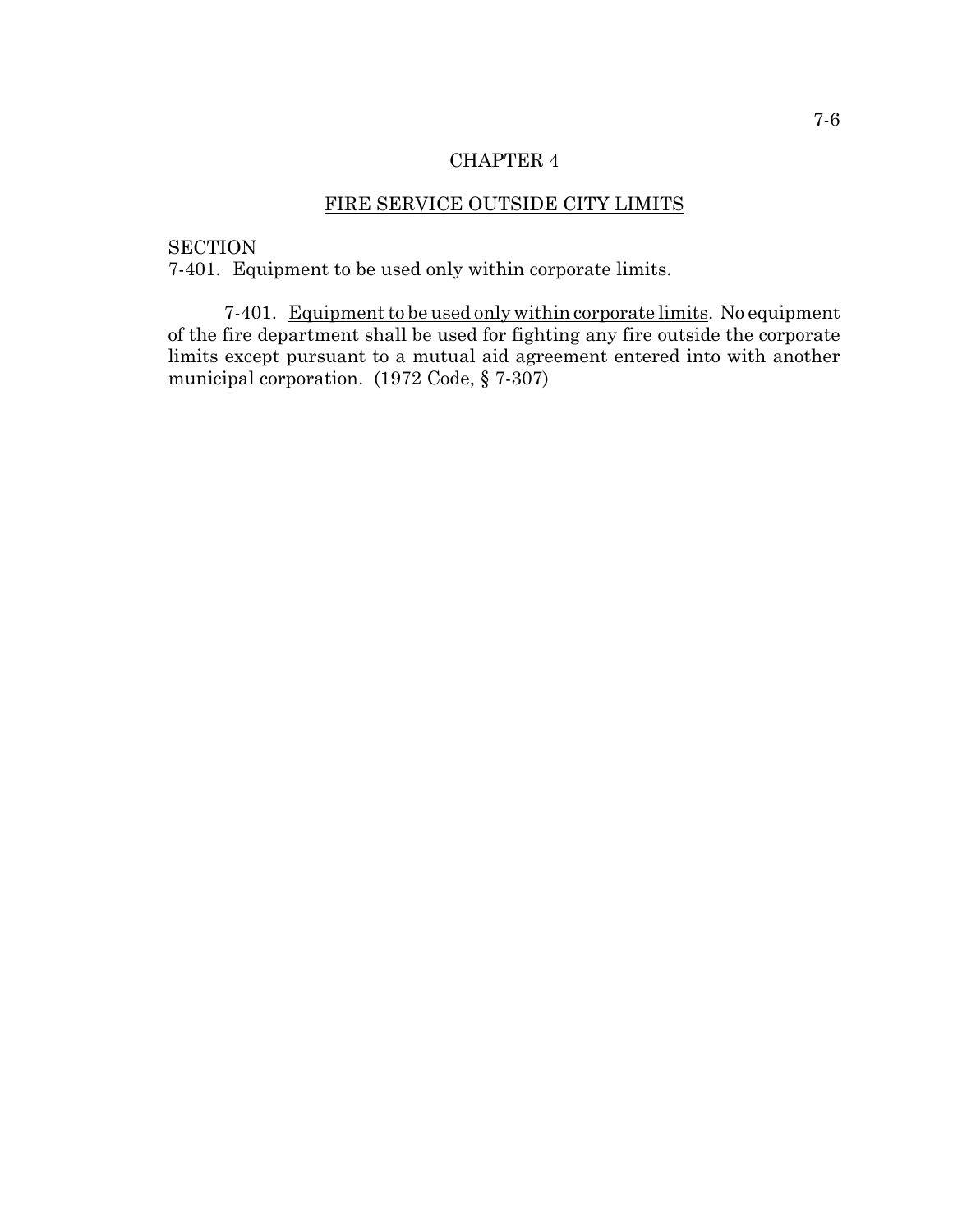# CHAPTER 4

## FIRE SERVICE OUTSIDE CITY LIMITS

SECTION
7-401. Equipment to be used only within corporate limits.

7-401. Equipment to be used only within corporate limits. No equipment of the fire department shall be used for fighting any fire outside the corporate limits except pursuant to a mutual aid agreement entered into with another municipal corporation. (1972 Code, § 7-307)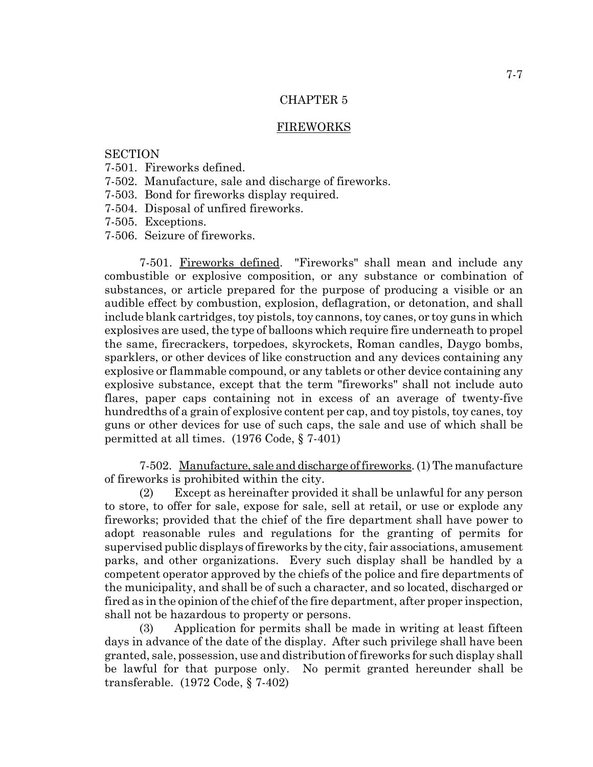# CHAPTER 5

## FIREWORKS

SECTION
7-501. Fireworks defined.
7-502. Manufacture, sale and discharge of fireworks.
7-503. Bond for fireworks display required.
7-504. Disposal of unfired fireworks.
7-505. Exceptions.
7-506. Seizure of fireworks.

7-501. Fireworks defined. "Fireworks" shall mean and include any combustible or explosive composition, or any substance or combination of substances, or article prepared for the purpose of producing a visible or an audible effect by combustion, explosion, deflagration, or detonation, and shall include blank cartridges, toy pistols, toy cannons, toy canes, or toy guns in which explosives are used, the type of balloons which require fire underneath to propel the same, firecrackers, torpedoes, skyrockets, Roman candles, Daygo bombs, sparklers, or other devices of like construction and any devices containing any explosive or flammable compound, or any tablets or other device containing any explosive substance, except that the term "fireworks" shall not include auto flares, paper caps containing not in excess of an average of twenty-five hundredths of a grain of explosive content per cap, and toy pistols, toy canes, toy guns or other devices for use of such caps, the sale and use of which shall be permitted at all times. (1976 Code, § 7-401)

7-502. Manufacture, sale and discharge of fireworks. (1) The manufacture of fireworks is prohibited within the city.

(2) Except as hereinafter provided it shall be unlawful for any person to store, to offer for sale, expose for sale, sell at retail, or use or explode any fireworks; provided that the chief of the fire department shall have power to adopt reasonable rules and regulations for the granting of permits for supervised public displays of fireworks by the city, fair associations, amusement parks, and other organizations. Every such display shall be handled by a competent operator approved by the chiefs of the police and fire departments of the municipality, and shall be of such a character, and so located, discharged or fired as in the opinion of the chief of the fire department, after proper inspection, shall not be hazardous to property or persons.

(3) Application for permits shall be made in writing at least fifteen days in advance of the date of the display. After such privilege shall have been granted, sale, possession, use and distribution of fireworks for such display shall be lawful for that purpose only. No permit granted hereunder shall be transferable. (1972 Code, § 7-402)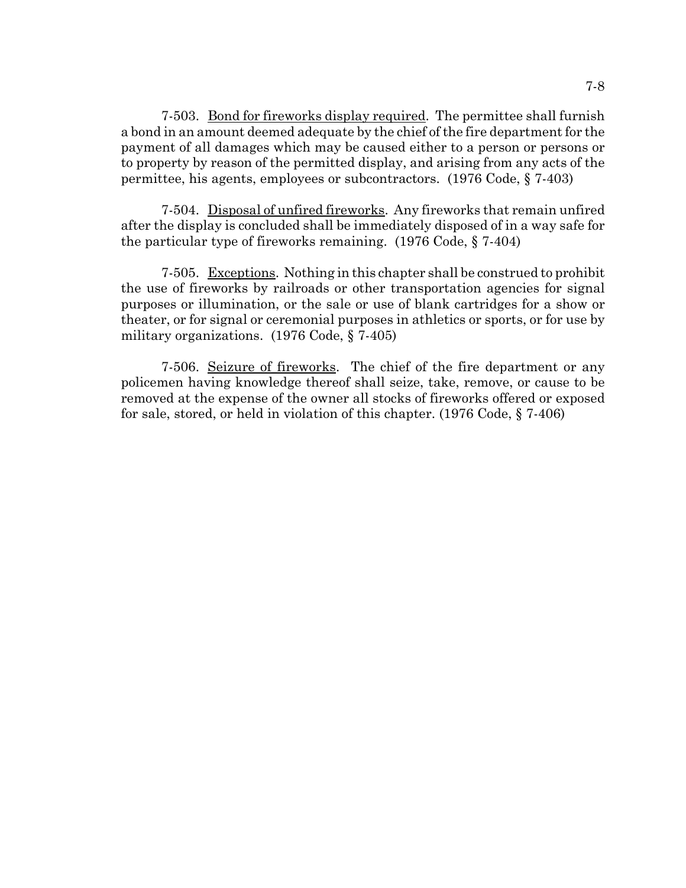7-503. Bond for fireworks display required. The permittee shall furnish a bond in an amount deemed adequate by the chief of the fire department for the payment of all damages which may be caused either to a person or persons or to property by reason of the permitted display, and arising from any acts of the permittee, his agents, employees or subcontractors. (1976 Code, § 7-403)

7-504. Disposal of unfired fireworks. Any fireworks that remain unfired after the display is concluded shall be immediately disposed of in a way safe for the particular type of fireworks remaining. (1976 Code, § 7-404)

7-505. Exceptions. Nothing in this chapter shall be construed to prohibit the use of fireworks by railroads or other transportation agencies for signal purposes or illumination, or the sale or use of blank cartridges for a show or theater, or for signal or ceremonial purposes in athletics or sports, or for use by military organizations. (1976 Code, § 7-405)

7-506. Seizure of fireworks. The chief of the fire department or any policemen having knowledge thereof shall seize, take, remove, or cause to be removed at the expense of the owner all stocks of fireworks offered or exposed for sale, stored, or held in violation of this chapter. (1976 Code, § 7-406)